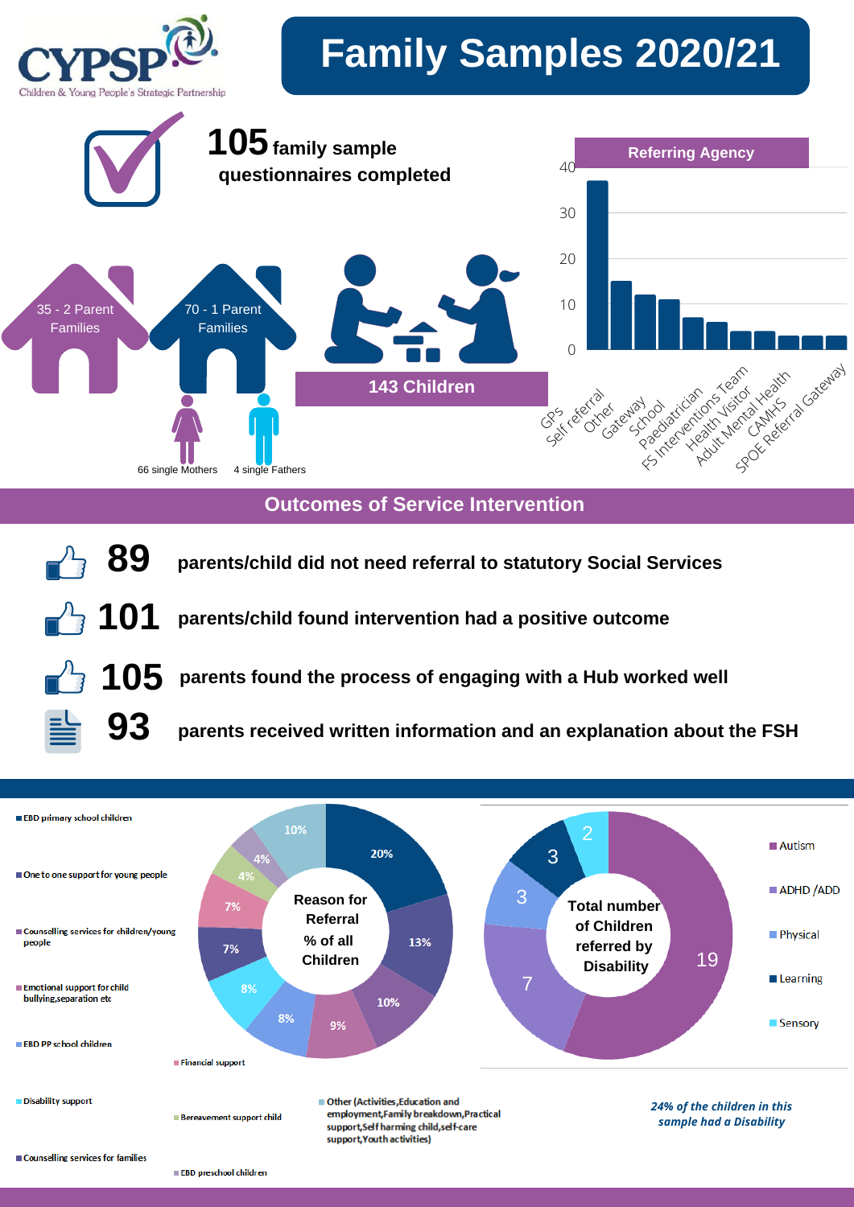CYPSP
Children & Young People's Strategic Partnership

# Family Samples 2020/21

**105** family sample questionnaires completed

35 - 2 Parent Families

70 - 1 Parent Families

66 single Mothers

4 single Fathers

**143 Children**

## Referring Agency

| Agency | Count (approx.) |
|---|---|
| GPs | 37 |
| Self referral | 15 |
| Other | 12 |
| Gateway | 11 |
| School | 7 |
| Paediatrician | 6 |
| FS Interventions Team | 4 |
| Health Visitor | 4 |
| Adult Mental Health | 3 |
| CAMHS | 3 |
| SPOE Referral Gateway | 3 |

## Outcomes of Service Intervention

**89** parents/child did not need referral to statutory Social Services

**101** parents/child found intervention had a positive outcome

**105** parents found the process of engaging with a Hub worked well

**93** parents received written information and an explanation about the FSH

## Reason for Referral % of all Children

| Reason | % |
|---|---|
| EBD primary school children | 20% |
| One to one support for young people | 13% |
| Counselling services for children/young people | 10% |
| Emotional support for child bullying,separation etc | 9% |
| EBD PP school children | 8% |
| Disablity support | 8% |
| Counselling services for families | 7% |
| Financial support | 7% |
| Bereavement support child | 4% |
| EBD preschool children | 4% |
| Other (Activities,Education and employment,Family breakdown,Practical support,Self harming child,self-care support,Youth activities) | 10% |

## Total number of Children referred by Disability

| Disability | Number |
|---|---|
| Autism | 19 |
| ADHD /ADD | 7 |
| Physical | 3 |
| Learning | 3 |
| Sensory | 2 |

*24% of the children in this sample had a Disability*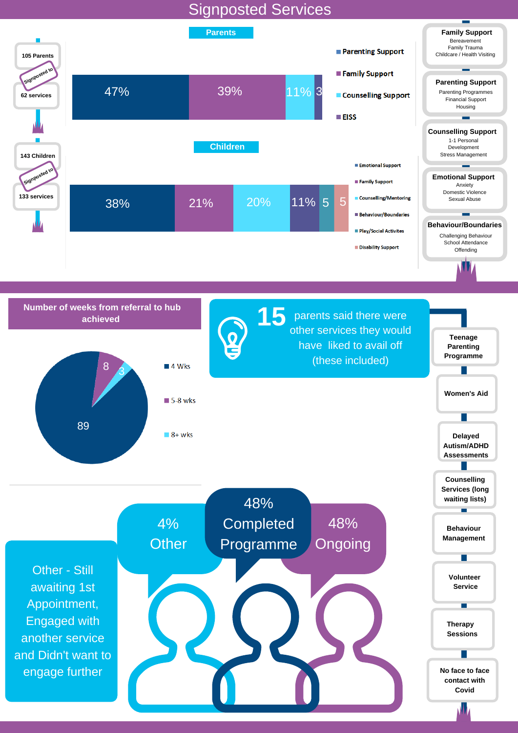# Signposted Services

## Parents

105 Parents — Signposted to — 62 services

| Parenting Support | Family Support | Counselling Support | EISS |
|---|---|---|---|
| 47% | 39% | 11% | 3 |

## Children

143 Children — Signposted to — 133 services

| Emotional Support | Family Support | Counselling/Mentoring | Behaviour/Boundaries | Play/Social Activites | Disability Support |
|---|---|---|---|---|---|
| 38% | 21% | 20% | 11% | 5 | 5 |

**Family Support**
Bereavement
Family Trauma
Childcare / Health Visiting

**Parenting Support**
Parenting Programmes
Financial Support
Housing

**Counselling Support**
1-1 Personal Development
Stress Management

**Emotional Support**
Anxiety
Domestic Violence
Sexual Abuse

**Behaviour/Boundaries**
Challenging Behaviour
School Attendance
Offending

## Number of weeks from referral to hub achieved

| 4 Wks | 5-8 wks | 8+ wks |
|---|---|---|
| 89 | 8 | 3 |

**15** parents said there were other services they would have liked to avail off (these included)

- Teenage Parenting Programme
- Women's Aid
- Delayed Autism/ADHD Assessments
- Counselling Services (long waiting lists)
- Behaviour Management
- Volunteer Service
- Therapy Sessions
- No face to face contact with Covid

4% Other

48% Completed Programme

48% Ongoing

Other - Still awaiting 1st Appointment, Engaged with another service and Didn't want to engage further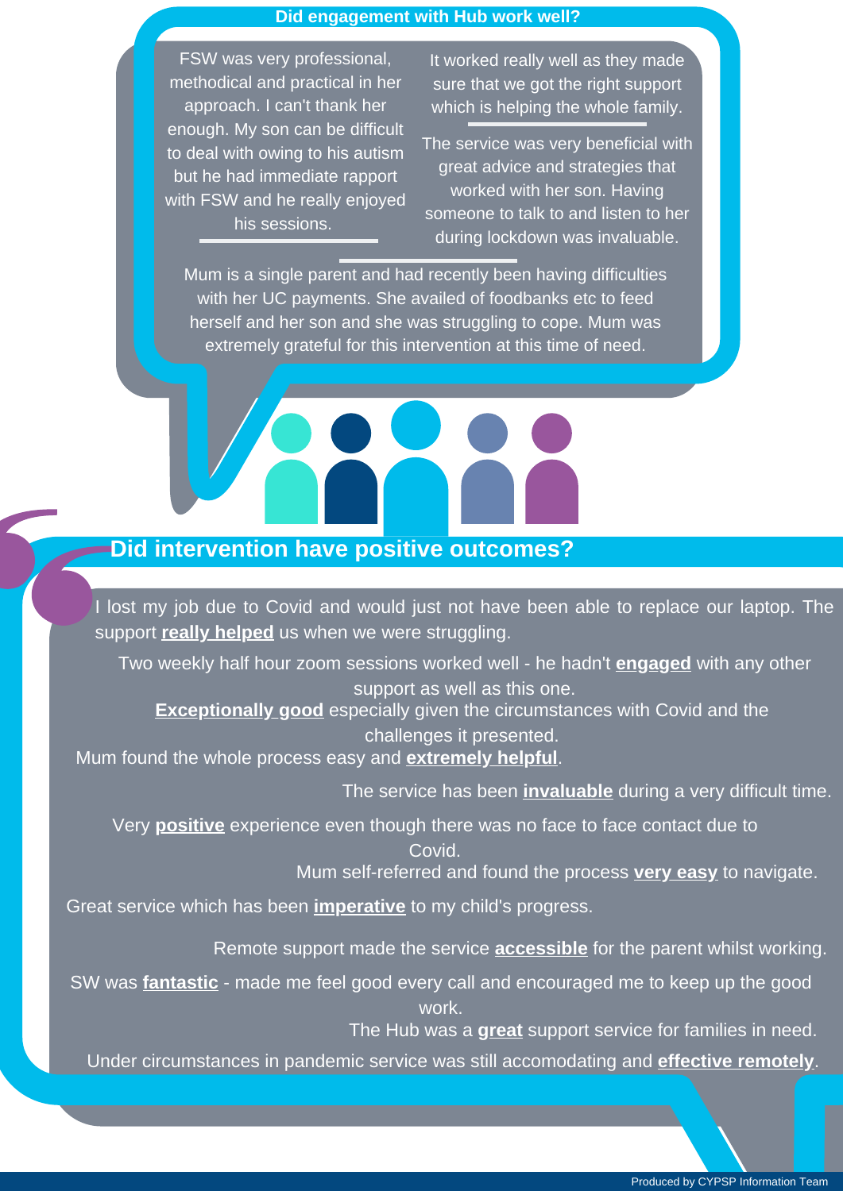## Did engagement with Hub work well?

FSW was very professional, methodical and practical in her approach. I can't thank her enough. My son can be difficult to deal with owing to his autism but he had immediate rapport with FSW and he really enjoyed his sessions.

It worked really well as they made sure that we got the right support which is helping the whole family.

The service was very beneficial with great advice and strategies that worked with her son. Having someone to talk to and listen to her during lockdown was invaluable.

Mum is a single parent and had recently been having difficulties with her UC payments. She availed of foodbanks etc to feed herself and her son and she was struggling to cope. Mum was extremely grateful for this intervention at this time of need.

## Did intervention have positive outcomes?

I lost my job due to Covid and would just not have been able to replace our laptop. The support **really helped** us when we were struggling.

Two weekly half hour zoom sessions worked well - he hadn't **engaged** with any other support as well as this one.

**Exceptionally good** especially given the circumstances with Covid and the challenges it presented.

Mum found the whole process easy and **extremely helpful**.

The service has been **invaluable** during a very difficult time.

Very **positive** experience even though there was no face to face contact due to Covid.

Mum self-referred and found the process **very easy** to navigate.

Great service which has been **imperative** to my child's progress.

Remote support made the service **accessible** for the parent whilst working.

SW was **fantastic** - made me feel good every call and encouraged me to keep up the good work.

The Hub was a **great** support service for families in need.

Under circumstances in pandemic service was still accomodating and **effective remotely**.

Produced by CYPSP Information Team